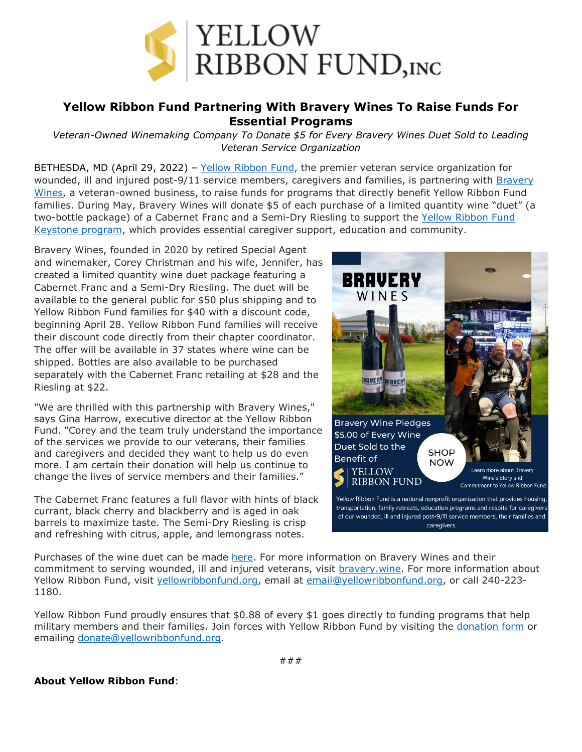# Yellow Ribbon Fund Partnering With Bravery Wines To Raise Funds For Essential Programs

*Veteran-Owned Winemaking Company To Donate $5 for Every Bravery Wines Duet Sold to Leading Veteran Service Organization*

BETHESDA, MD (April 29, 2022) – Yellow Ribbon Fund, the premier veteran service organization for wounded, ill and injured post-9/11 service members, caregivers and families, is partnering with Bravery Wines, a veteran-owned business, to raise funds for programs that directly benefit Yellow Ribbon Fund families. During May, Bravery Wines will donate $5 of each purchase of a limited quantity wine "duet" (a two-bottle package) of a Cabernet Franc and a Semi-Dry Riesling to support the Yellow Ribbon Fund Keystone program, which provides essential caregiver support, education and community.

Bravery Wines, founded in 2020 by retired Special Agent and winemaker, Corey Christman and his wife, Jennifer, has created a limited quantity wine duet package featuring a Cabernet Franc and a Semi-Dry Riesling. The duet will be available to the general public for $50 plus shipping and to Yellow Ribbon Fund families for $40 with a discount code, beginning April 28. Yellow Ribbon Fund families will receive their discount code directly from their chapter coordinator. The offer will be available in 37 states where wine can be shipped. Bottles are also available to be purchased separately with the Cabernet Franc retailing at $28 and the Riesling at $22.

"We are thrilled with this partnership with Bravery Wines," says Gina Harrow, executive director at the Yellow Ribbon Fund. "Corey and the team truly understand the importance of the services we provide to our veterans, their families and caregivers and decided they want to help us do even more. I am certain their donation will help us continue to change the lives of service members and their families."

The Cabernet Franc features a full flavor with hints of black currant, black cherry and blackberry and is aged in oak barrels to maximize taste. The Semi-Dry Riesling is crisp and refreshing with citrus, apple, and lemongrass notes.

Purchases of the wine duet can be made here. For more information on Bravery Wines and their commitment to serving wounded, ill and injured veterans, visit bravery.wine. For more information about Yellow Ribbon Fund, visit yellowribbonfund.org, email at email@yellowribbonfund.org, or call 240-223-1180.

Yellow Ribbon Fund proudly ensures that $0.88 of every $1 goes directly to funding programs that help military members and their families. Join forces with Yellow Ribbon Fund by visiting the donation form or emailing donate@yellowribbonfund.org.

###

**About Yellow Ribbon Fund**: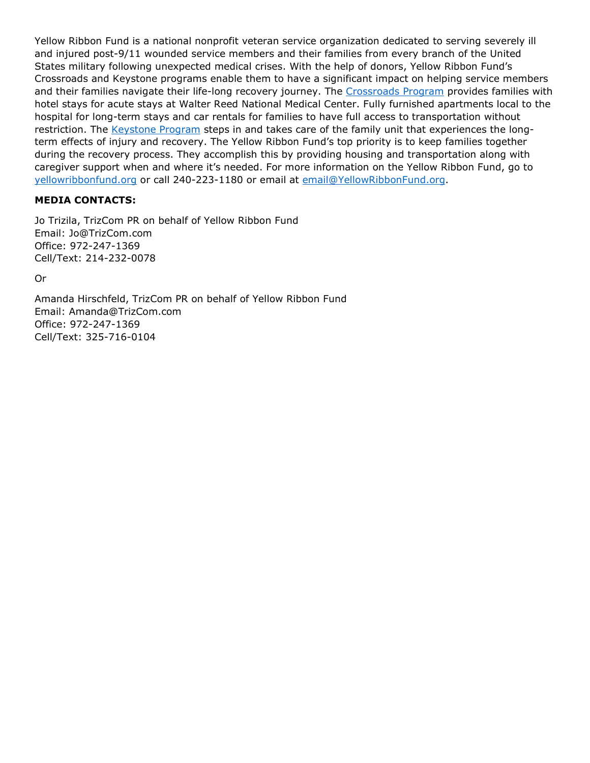Yellow Ribbon Fund is a national nonprofit veteran service organization dedicated to serving severely ill and injured post-9/11 wounded service members and their families from every branch of the United States military following unexpected medical crises. With the help of donors, Yellow Ribbon Fund's Crossroads and Keystone programs enable them to have a significant impact on helping service members and their families navigate their life-long recovery journey. The [Crossroads Program](https://yellowribbonfund.org) provides families with hotel stays for acute stays at Walter Reed National Medical Center. Fully furnished apartments local to the hospital for long-term stays and car rentals for families to have full access to transportation without restriction. The [Keystone Program](https://yellowribbonfund.org) steps in and takes care of the family unit that experiences the long-term effects of injury and recovery. The Yellow Ribbon Fund's top priority is to keep families together during the recovery process. They accomplish this by providing housing and transportation along with caregiver support when and where it's needed. For more information on the Yellow Ribbon Fund, go to [yellowribbonfund.org](https://yellowribbonfund.org) or call 240-223-1180 or email at [email@YellowRibbonFund.org](mailto:email@YellowRibbonFund.org).

**MEDIA CONTACTS:**

Jo Trizila, TrizCom PR on behalf of Yellow Ribbon Fund
Email: Jo@TrizCom.com
Office: 972-247-1369
Cell/Text: 214-232-0078

Or

Amanda Hirschfeld, TrizCom PR on behalf of Yellow Ribbon Fund
Email: Amanda@TrizCom.com
Office: 972-247-1369
Cell/Text: 325-716-0104